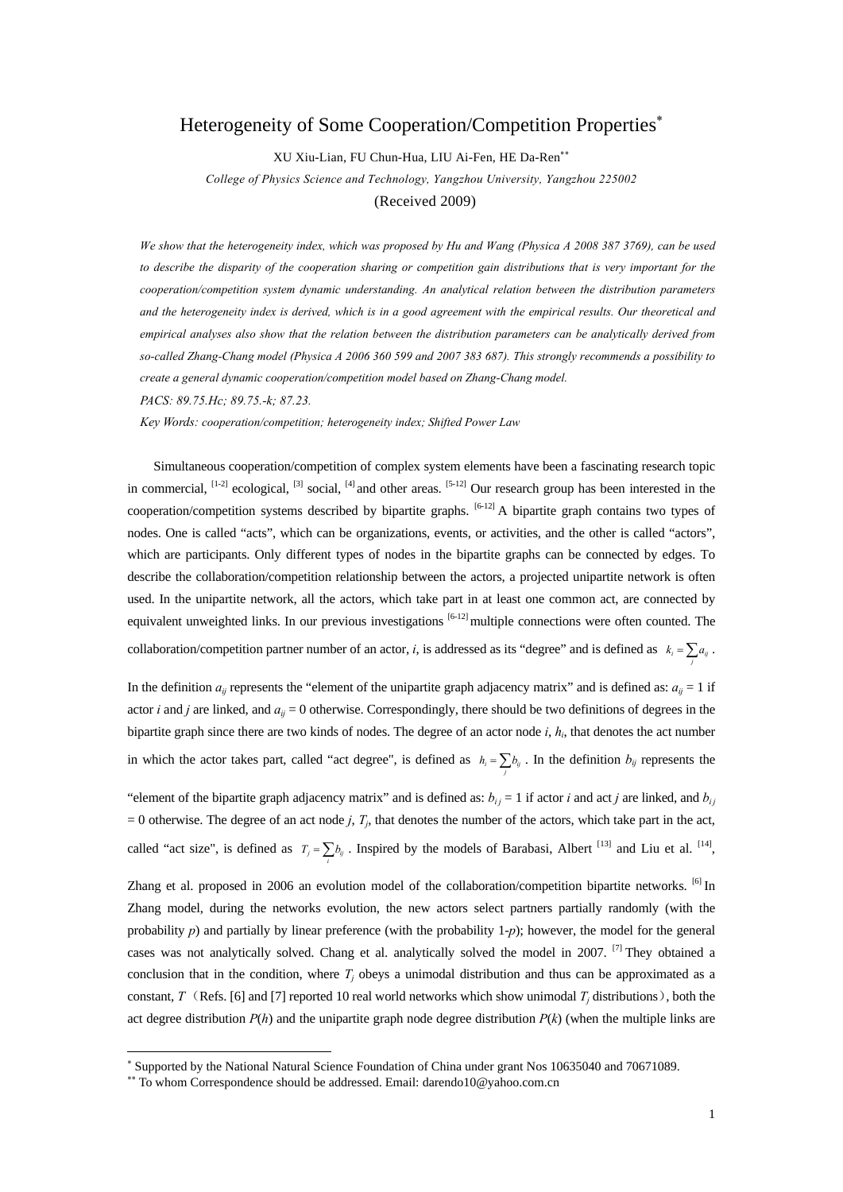# Heterogeneity of Some Cooperation/Competition Properties*

XU Xiu-Lian, FU Chun-Hua, LIU Ai-Fen, HE Da-Ren**

*College of Physics Science and Technology, Yangzhou University, Yangzhou 225002*

(Received 2009)

*We show that the heterogeneity index, which was proposed by Hu and Wang (Physica A 2008 387 3769), can be used to describe the disparity of the cooperation sharing or competition gain distributions that is very important for the cooperation/competition system dynamic understanding. An analytical relation between the distribution parameters and the heterogeneity index is derived, which is in a good agreement with the empirical results. Our theoretical and empirical analyses also show that the relation between the distribution parameters can be analytically derived from so-called Zhang-Chang model (Physica A 2006 360 599 and 2007 383 687). This strongly recommends a possibility to create a general dynamic cooperation/competition model based on Zhang-Chang model.*

*PACS: 89.75.Hc; 89.75.-k; 87.23.*

*Key Words: cooperation/competition; heterogeneity index; Shifted Power Law*

Simultaneous cooperation/competition of complex system elements have been a fascinating research topic in commercial, [1-2] ecological, [3] social, [4] and other areas. [5-12] Our research group has been interested in the cooperation/competition systems described by bipartite graphs. [6-12] A bipartite graph contains two types of nodes. One is called "acts", which can be organizations, events, or activities, and the other is called "actors", which are participants. Only different types of nodes in the bipartite graphs can be connected by edges. To describe the collaboration/competition relationship between the actors, a projected unipartite network is often used. In the unipartite network, all the actors, which take part in at least one common act, are connected by equivalent unweighted links. In our previous investigations [6-12] multiple connections were often counted. The collaboration/competition partner number of an actor, *i*, is addressed as its "degree" and is defined as $k_i = \sum_j a_{ij}$. In the definition $a_{ij}$ represents the "element of the unipartite graph adjacency matrix" and is defined as: $a_{ij} = 1$ if actor *i* and *j* are linked, and $a_{ij} = 0$ otherwise. Correspondingly, there should be two definitions of degrees in the bipartite graph since there are two kinds of nodes. The degree of an actor node *i*, $h_i$, that denotes the act number in which the actor takes part, called "act degree", is defined as $h_i = \sum_j b_{ij}$. In the definition $b_{ij}$ represents the "element of the bipartite graph adjacency matrix" and is defined as: $b_{ij} = 1$ if actor *i* and act *j* are linked, and $b_{ij} = 0$ otherwise. The degree of an act node *j*, $T_j$, that denotes the number of the actors, which take part in the act, called "act size", is defined as $T_j = \sum_i b_{ij}$. Inspired by the models of Barabasi, Albert [13] and Liu et al. [14], Zhang et al. proposed in 2006 an evolution model of the collaboration/competition bipartite networks. [6] In Zhang model, during the networks evolution, the new actors select partners partially randomly (with the probability *p*) and partially by linear preference (with the probability 1-*p*); however, the model for the general cases was not analytically solved. Chang et al. analytically solved the model in 2007. [7] They obtained a conclusion that in the condition, where $T_j$ obeys a unimodal distribution and thus can be approximated as a constant, $T$ (Refs. [6] and [7] reported 10 real world networks which show unimodal $T_j$ distributions), both the act degree distribution $P(h)$ and the unipartite graph node degree distribution $P(k)$ (when the multiple links are

---

* Supported by the National Natural Science Foundation of China under grant Nos 10635040 and 70671089.

** To whom Correspondence should be addressed. Email: darendo10@yahoo.com.cn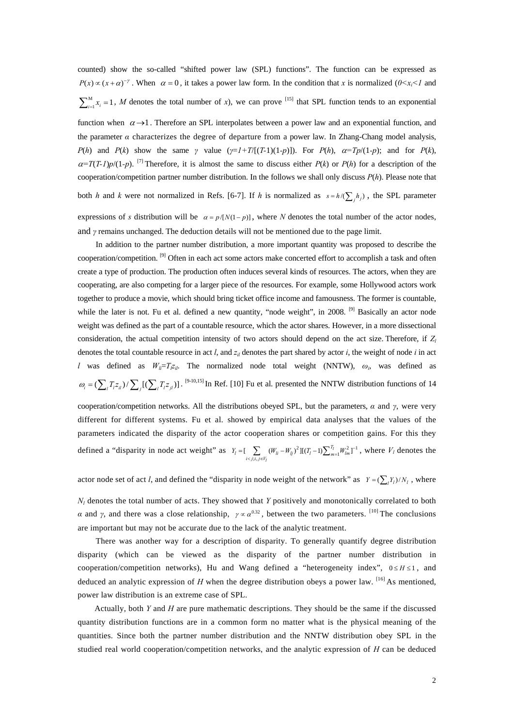counted) show the so-called "shifted power law (SPL) functions". The function can be expressed as $P(x) \propto (x+\alpha)^{-\gamma}$. When $\alpha = 0$, it takes a power law form. In the condition that *x* is normalized ($0<x_i<1$ and $\sum_{i=1}^{M} x_i = 1$, *M* denotes the total number of *x*), we can prove [15] that SPL function tends to an exponential function when $\alpha \to 1$. Therefore an SPL interpolates between a power law and an exponential function, and the parameter *α* characterizes the degree of departure from a power law. In Zhang-Chang model analysis, *P*(*h*) and *P*(*k*) show the same *γ* value ($\gamma = 1 + T/[(T-1)(1-p)]$). For *P*(*h*), $\alpha = Tp/(1-p)$; and for *P*(*k*), $\alpha = T(T-1)p/(1-p)$. [7] Therefore, it is almost the same to discuss either *P*(*k*) or *P*(*h*) for a description of the cooperation/competition partner number distribution. In the follows we shall only discuss *P*(*h*). Please note that both *h* and *k* were not normalized in Refs. [6-7]. If *h* is normalized as $s = h/(\sum_j h_j)$, the SPL parameter expressions of *s* distribution will be $\alpha = p/[N(1-p)]$, where *N* denotes the total number of the actor nodes, and *γ* remains unchanged. The deduction details will not be mentioned due to the page limit.

In addition to the partner number distribution, a more important quantity was proposed to describe the cooperation/competition. [9] Often in each act some actors make concerted effort to accomplish a task and often create a type of production. The production often induces several kinds of resources. The actors, when they are cooperating, are also competing for a larger piece of the resources. For example, some Hollywood actors work together to produce a movie, which should bring ticket office income and famousness. The former is countable, while the later is not. Fu et al. defined a new quantity, "node weight", in 2008. [9] Basically an actor node weight was defined as the part of a countable resource, which the actor shares. However, in a more dissectional consideration, the actual competition intensity of two actors should depend on the act size. Therefore, if $Z_l$ denotes the total countable resource in act *l*, and $z_{il}$ denotes the part shared by actor *i*, the weight of node *i* in act *l* was defined as $W_{li} = T_l z_{il}$. The normalized node total weight (NNTW), $\omega_i$, was defined as $\omega_i = (\sum_l T_l z_{il}) / \sum_j [(\sum_l T_l z_{jl})]$. [9-10,15] In Ref. [10] Fu et al. presented the NNTW distribution functions of 14 cooperation/competition networks. All the distributions obeyed SPL, but the parameters, *α* and *γ*, were very different for different systems. Fu et al. showed by empirical data analyses that the values of the parameters indicated the disparity of the actor cooperation shares or competition gains. For this they defined a "disparity in node act weight" as $Y_l = [\sum_{i<j;i,j\in V_l} (W_{li} - W_{lj})^2][(T_l - 1)\sum_{m=1}^{T_l} W_{lm}^2]^{-1}$, where $V_l$ denotes the actor node set of act *l*, and defined the "disparity in node weight of the network" as $Y = (\sum_l Y_l)/N_l$, where $N_l$ denotes the total number of acts. They showed that *Y* positively and monotonically correlated to both *α* and *γ*, and there was a close relationship, $\gamma \propto \alpha^{0.32}$, between the two parameters. [10] The conclusions are important but may not be accurate due to the lack of the analytic treatment.

There was another way for a description of disparity. To generally quantify degree distribution disparity (which can be viewed as the disparity of the partner number distribution in cooperation/competition networks), Hu and Wang defined a "heterogeneity index", $0 \le H \le 1$, and deduced an analytic expression of *H* when the degree distribution obeys a power law. [16] As mentioned, power law distribution is an extreme case of SPL.

Actually, both *Y* and *H* are pure mathematic descriptions. They should be the same if the discussed quantity distribution functions are in a common form no matter what is the physical meaning of the quantities. Since both the partner number distribution and the NNTW distribution obey SPL in the studied real world cooperation/competition networks, and the analytic expression of *H* can be deduced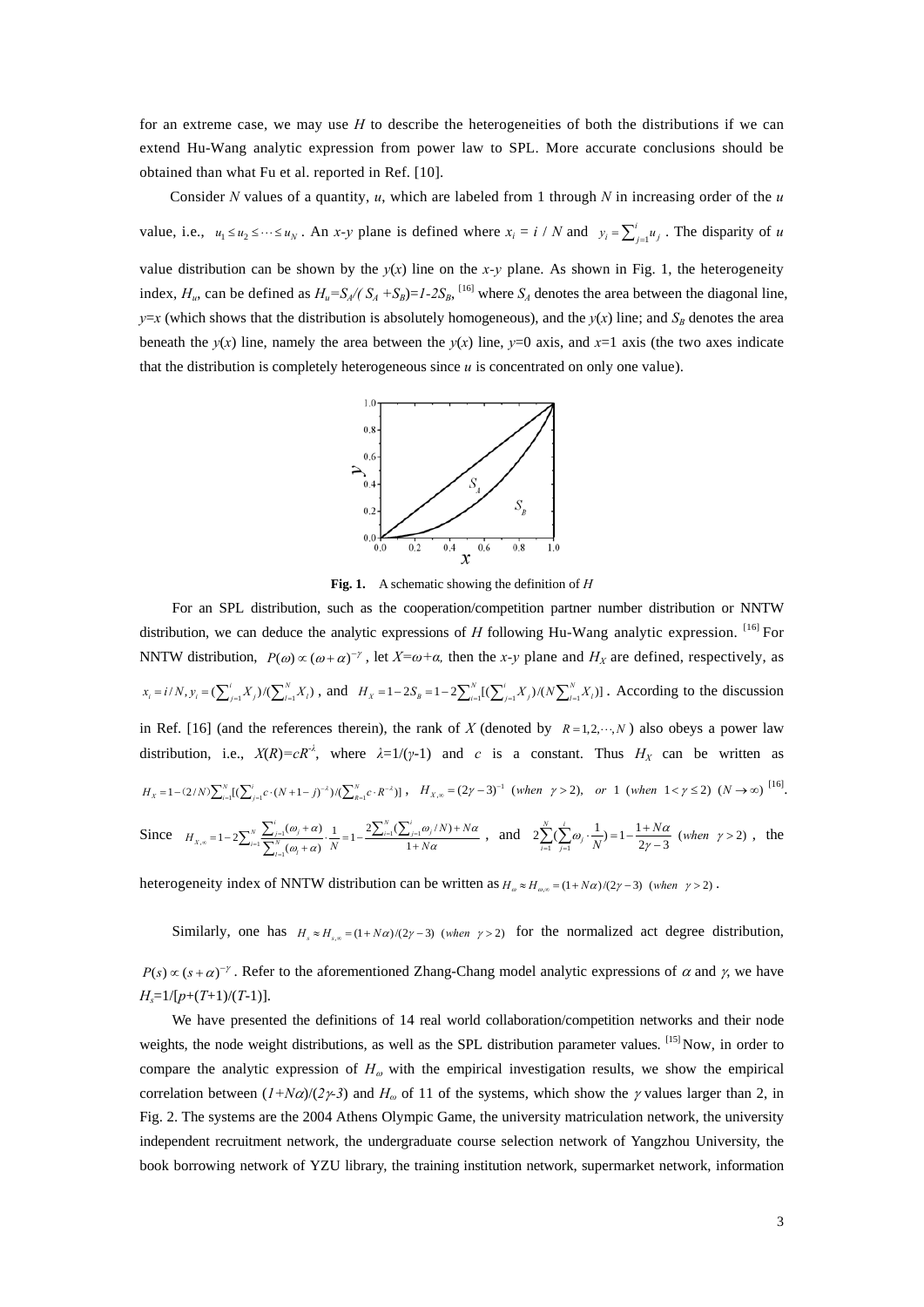for an extreme case, we may use $H$ to describe the heterogeneities of both the distributions if we can extend Hu-Wang analytic expression from power law to SPL. More accurate conclusions should be obtained than what Fu et al. reported in Ref. [10].

Consider $N$ values of a quantity, $u$, which are labeled from 1 through $N$ in increasing order of the $u$ value, i.e., $u_1 \le u_2 \le \cdots \le u_N$. An $x$-$y$ plane is defined where $x_i = i / N$ and $y_i = \sum_{j=1}^{i} u_j$. The disparity of $u$ value distribution can be shown by the $y(x)$ line on the $x$-$y$ plane. As shown in Fig. 1, the heterogeneity index, $H_u$, can be defined as $H_u=S_A/(S_A+S_B)=1-2S_B$, [16] where $S_A$ denotes the area between the diagonal line, $y=x$ (which shows that the distribution is absolutely homogeneous), and the $y(x)$ line; and $S_B$ denotes the area beneath the $y(x)$ line, namely the area between the $y(x)$ line, $y$=0 axis, and $x$=1 axis (the two axes indicate that the distribution is completely heterogeneous since $u$ is concentrated on only one value).

**Fig. 1.** A schematic showing the definition of $H$

For an SPL distribution, such as the cooperation/competition partner number distribution or NNTW distribution, we can deduce the analytic expressions of $H$ following Hu-Wang analytic expression. [16] For NNTW distribution, $P(\omega) \propto (\omega+\alpha)^{-\gamma}$, let $X=\omega+\alpha$, then the $x$-$y$ plane and $H_X$ are defined, respectively, as $x_i = i/N, y_i = (\sum_{j=1}^{i} X_j)/(\sum_{l=1}^{N} X_l)$, and $H_X = 1-2S_B = 1-2\sum_{i=1}^{N}[(\sum_{j=1}^{i} X_j)/(N\sum_{l=1}^{N} X_l)]$. According to the discussion in Ref. [16] (and the references therein), the rank of $X$ (denoted by $R=1,2,\cdots,N$) also obeys a power law distribution, i.e., $X(R)=cR^{-\lambda}$, where $\lambda=1/(\gamma-1)$ and $c$ is a constant. Thus $H_X$ can be written as $H_X = 1-(2/N)\sum_{i=1}^{N}[(\sum_{j=1}^{i} c\cdot(N+1-j)^{-\lambda})/(\sum_{R=1}^{N} c\cdot R^{-\lambda})]$, $H_{X,\infty} = (2\gamma-3)^{-1}$ $(when\ \ \gamma>2)$, $or$ $1$ $(when\ \ 1<\gamma\le 2)$ $(N\to\infty)$ [16].

Since $H_{X,\infty} = 1-2\sum_{i=1}^{N}\frac{\sum_{j=1}^{i}(\omega_j+\alpha)}{\sum_{l=1}^{N}(\omega_l+\alpha)}\cdot\frac{1}{N} = 1-\frac{2\sum_{i=1}^{N}(\sum_{j=1}^{i}\omega_j/N)+N\alpha}{1+N\alpha}$, and $2\sum_{i=1}^{N}(\sum_{j=1}^{i}\omega_j\cdot\frac{1}{N}) = 1-\frac{1+N\alpha}{2\gamma-3}$ $(when\ \ \gamma>2)$, the heterogeneity index of NNTW distribution can be written as $H_\omega \approx H_{\omega,\infty} = (1+N\alpha)/(2\gamma-3)$ $(when\ \ \gamma>2)$.

Similarly, one has $H_s \approx H_{s,\infty} = (1+N\alpha)/(2\gamma-3)$ $(when\ \ \gamma>2)$ for the normalized act degree distribution, $P(s) \propto (s+\alpha)^{-\gamma}$. Refer to the aforementioned Zhang-Chang model analytic expressions of $\alpha$ and $\gamma$, we have $H_s=1/[p+(T+1)/(T-1)]$.

We have presented the definitions of 14 real world collaboration/competition networks and their node weights, the node weight distributions, as well as the SPL distribution parameter values. [15] Now, in order to compare the analytic expression of $H_\omega$ with the empirical investigation results, we show the empirical correlation between $(1+N\alpha)/(2\gamma-3)$ and $H_\omega$ of 11 of the systems, which show the $\gamma$ values larger than 2, in Fig. 2. The systems are the 2004 Athens Olympic Game, the university matriculation network, the university independent recruitment network, the undergraduate course selection network of Yangzhou University, the book borrowing network of YZU library, the training institution network, supermarket network, information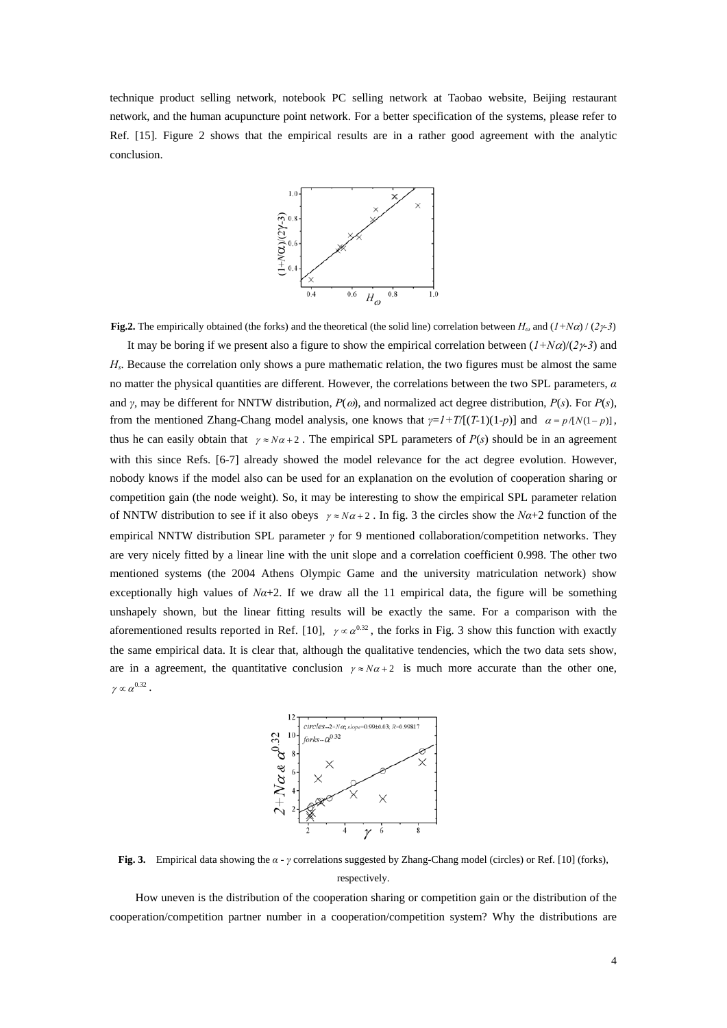technique product selling network, notebook PC selling network at Taobao website, Beijing restaurant network, and the human acupuncture point network. For a better specification of the systems, please refer to Ref. [15]. Figure 2 shows that the empirical results are in a rather good agreement with the analytic conclusion.

**Fig.2.** The empirically obtained (the forks) and the theoretical (the solid line) correlation between $H_\omega$ and $(1+N\alpha) / (2\gamma\text{-}3)$

It may be boring if we present also a figure to show the empirical correlation between $(1+N\alpha)/(2\gamma\text{-}3)$ and $H_s$. Because the correlation only shows a pure mathematic relation, the two figures must be almost the same no matter the physical quantities are different. However, the correlations between the two SPL parameters, $\alpha$ and $\gamma$, may be different for NNTW distribution, $P(\omega)$, and normalized act degree distribution, $P(s)$. For $P(s)$, from the mentioned Zhang-Chang model analysis, one knows that $\gamma=1+T/[(T\text{-}1)(1\text{-}p)]$ and $\alpha = p/[N(1-p)]$, thus he can easily obtain that $\gamma \approx N\alpha + 2$. The empirical SPL parameters of $P(s)$ should be in an agreement with this since Refs. [6-7] already showed the model relevance for the act degree evolution. However, nobody knows if the model also can be used for an explanation on the evolution of cooperation sharing or competition gain (the node weight). So, it may be interesting to show the empirical SPL parameter relation of NNTW distribution to see if it also obeys $\gamma \approx N\alpha + 2$. In fig. 3 the circles show the $N\alpha$+2 function of the empirical NNTW distribution SPL parameter $\gamma$ for 9 mentioned collaboration/competition networks. They are very nicely fitted by a linear line with the unit slope and a correlation coefficient 0.998. The other two mentioned systems (the 2004 Athens Olympic Game and the university matriculation network) show exceptionally high values of $N\alpha$+2. If we draw all the 11 empirical data, the figure will be something unshapely shown, but the linear fitting results will be exactly the same. For a comparison with the aforementioned results reported in Ref. [10], $\gamma \propto \alpha^{0.32}$, the forks in Fig. 3 show this function with exactly the same empirical data. It is clear that, although the qualitative tendencies, which the two data sets show, are in a agreement, the quantitative conclusion $\gamma \approx N\alpha + 2$ is much more accurate than the other one, $\gamma \propto \alpha^{0.32}$.

**Fig. 3.** Empirical data showing the $\alpha$ - $\gamma$ correlations suggested by Zhang-Chang model (circles) or Ref. [10] (forks), respectively.

How uneven is the distribution of the cooperation sharing or competition gain or the distribution of the cooperation/competition partner number in a cooperation/competition system? Why the distributions are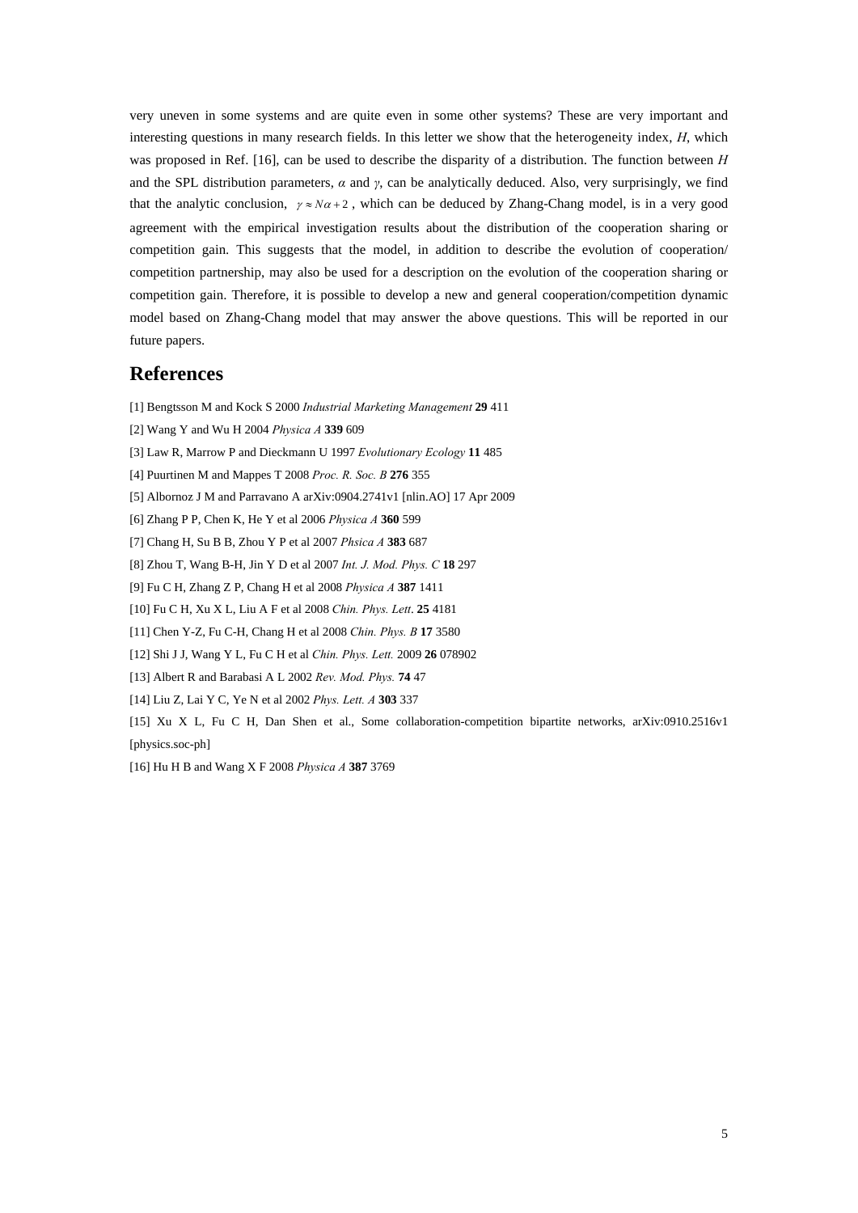very uneven in some systems and are quite even in some other systems? These are very important and interesting questions in many research fields. In this letter we show that the heterogeneity index, $H$, which was proposed in Ref. [16], can be used to describe the disparity of a distribution. The function between $H$ and the SPL distribution parameters, $\alpha$ and $\gamma$, can be analytically deduced. Also, very surprisingly, we find that the analytic conclusion, $\gamma \approx N\alpha + 2$, which can be deduced by Zhang-Chang model, is in a very good agreement with the empirical investigation results about the distribution of the cooperation sharing or competition gain. This suggests that the model, in addition to describe the evolution of cooperation/competition partnership, may also be used for a description on the evolution of the cooperation sharing or competition gain. Therefore, it is possible to develop a new and general cooperation/competition dynamic model based on Zhang-Chang model that may answer the above questions. This will be reported in our future papers.

## References

[1] Bengtsson M and Kock S 2000 *Industrial Marketing Management* **29** 411

[2] Wang Y and Wu H 2004 *Physica A* **339** 609

[3] Law R, Marrow P and Dieckmann U 1997 *Evolutionary Ecology* **11** 485

[4] Puurtinen M and Mappes T 2008 *Proc. R. Soc. B* **276** 355

[5] Albornoz J M and Parravano A arXiv:0904.2741v1 [nlin.AO] 17 Apr 2009

[6] Zhang P P, Chen K, He Y et al 2006 *Physica A* **360** 599

[7] Chang H, Su B B, Zhou Y P et al 2007 *Phsica A* **383** 687

[8] Zhou T, Wang B-H, Jin Y D et al 2007 *Int. J. Mod. Phys. C* **18** 297

[9] Fu C H, Zhang Z P, Chang H et al 2008 *Physica A* **387** 1411

[10] Fu C H, Xu X L, Liu A F et al 2008 *Chin. Phys. Lett*. **25** 4181

[11] Chen Y-Z, Fu C-H, Chang H et al 2008 *Chin. Phys. B* **17** 3580

[12] Shi J J, Wang Y L, Fu C H et al *Chin. Phys. Lett.* 2009 **26** 078902

[13] Albert R and Barabasi A L 2002 *Rev. Mod. Phys.* **74** 47

[14] Liu Z, Lai Y C, Ye N et al 2002 *Phys. Lett. A* **303** 337

[15] Xu X L, Fu C H, Dan Shen et al., Some collaboration-competition bipartite networks, arXiv:0910.2516v1 [physics.soc-ph]

[16] Hu H B and Wang X F 2008 *Physica A* **387** 3769